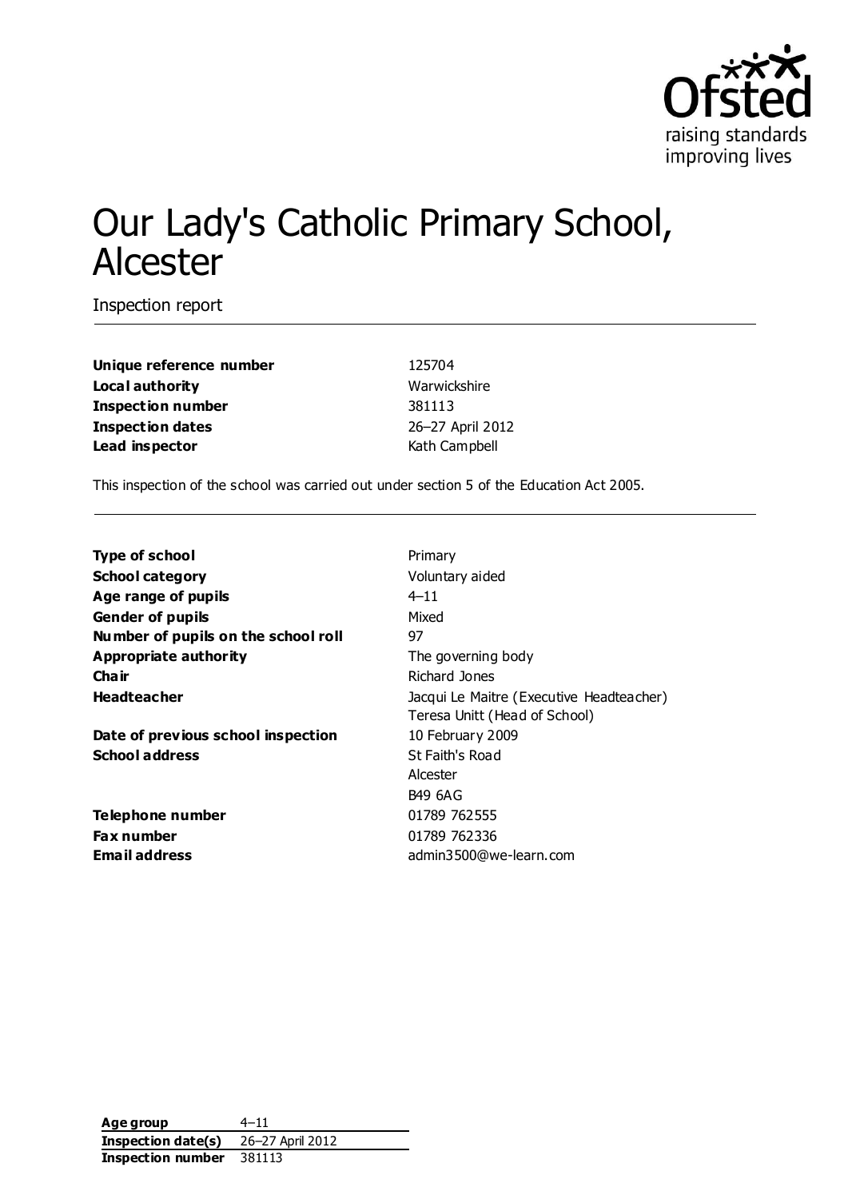# Our Lady's Catholic Primary School, Alcester

Inspection report

| | |
|---|---|
| **Unique reference number** | 125704 |
| **Local authority** | Warwickshire |
| **Inspection number** | 381113 |
| **Inspection dates** | 26–27 April 2012 |
| **Lead inspector** | Kath Campbell |

This inspection of the school was carried out under section 5 of the Education Act 2005.

| | |
|---|---|
| **Type of school** | Primary |
| **School category** | Voluntary aided |
| **Age range of pupils** | 4–11 |
| **Gender of pupils** | Mixed |
| **Number of pupils on the school roll** | 97 |
| **Appropriate authority** | The governing body |
| **Chair** | Richard Jones |
| **Headteacher** | Jacqui Le Maitre (Executive Headteacher)<br>Teresa Unitt (Head of School) |
| **Date of previous school inspection** | 10 February 2009 |
| **School address** | St Faith's Road<br>Alcester<br>B49 6AG |
| **Telephone number** | 01789 762555 |
| **Fax number** | 01789 762336 |
| **Email address** | admin3500@we-learn.com |

| | |
|---|---|
| **Age group** | 4–11 |
| **Inspection date(s)** | 26–27 April 2012 |
| **Inspection number** | 381113 |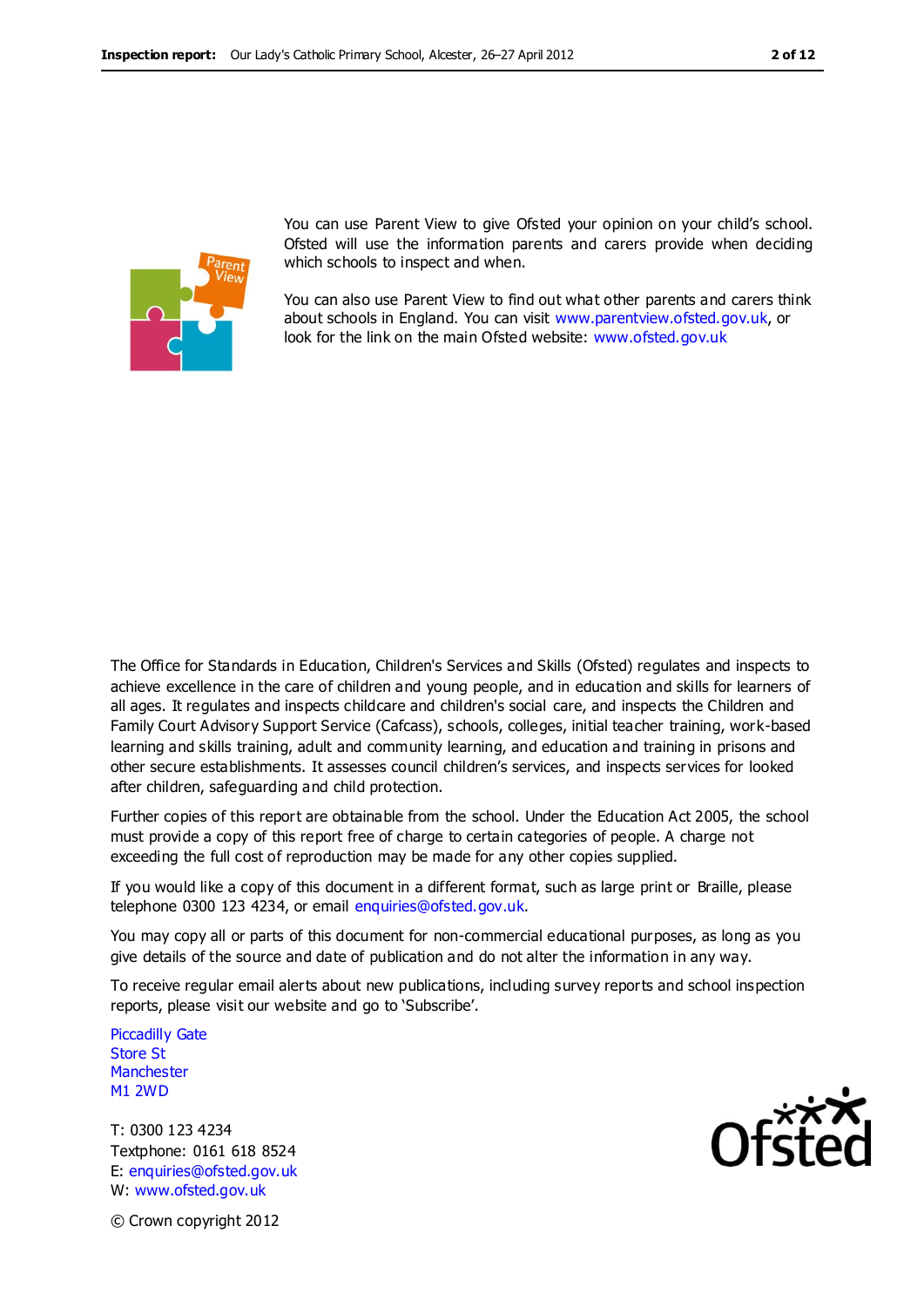You can use Parent View to give Ofsted your opinion on your child's school. Ofsted will use the information parents and carers provide when deciding which schools to inspect and when.

You can also use Parent View to find out what other parents and carers think about schools in England. You can visit www.parentview.ofsted.gov.uk, or look for the link on the main Ofsted website: www.ofsted.gov.uk

The Office for Standards in Education, Children's Services and Skills (Ofsted) regulates and inspects to achieve excellence in the care of children and young people, and in education and skills for learners of all ages. It regulates and inspects childcare and children's social care, and inspects the Children and Family Court Advisory Support Service (Cafcass), schools, colleges, initial teacher training, work-based learning and skills training, adult and community learning, and education and training in prisons and other secure establishments. It assesses council children's services, and inspects services for looked after children, safeguarding and child protection.

Further copies of this report are obtainable from the school. Under the Education Act 2005, the school must provide a copy of this report free of charge to certain categories of people. A charge not exceeding the full cost of reproduction may be made for any other copies supplied.

If you would like a copy of this document in a different format, such as large print or Braille, please telephone 0300 123 4234, or email enquiries@ofsted.gov.uk.

You may copy all or parts of this document for non-commercial educational purposes, as long as you give details of the source and date of publication and do not alter the information in any way.

To receive regular email alerts about new publications, including survey reports and school inspection reports, please visit our website and go to 'Subscribe'.

Piccadilly Gate
Store St
Manchester
M1 2WD

T: 0300 123 4234
Textphone: 0161 618 8524
E: enquiries@ofsted.gov.uk
W: www.ofsted.gov.uk

© Crown copyright 2012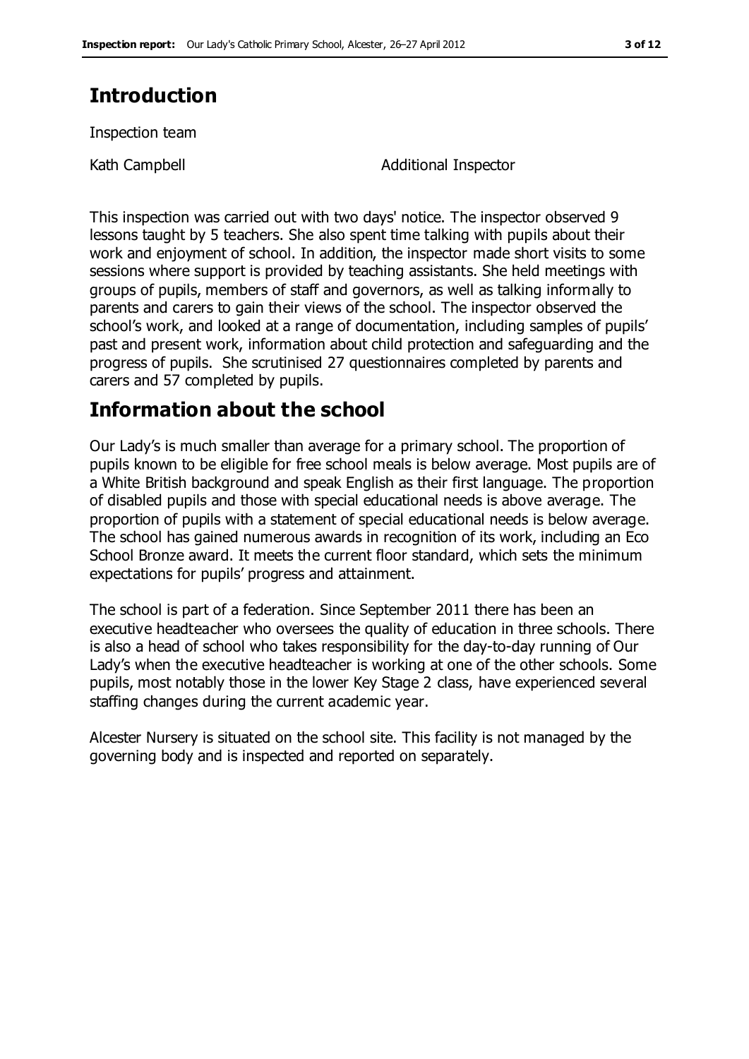## Introduction

Inspection team

| | |
|---|---|
| Kath Campbell | Additional Inspector |

This inspection was carried out with two days' notice. The inspector observed 9 lessons taught by 5 teachers. She also spent time talking with pupils about their work and enjoyment of school. In addition, the inspector made short visits to some sessions where support is provided by teaching assistants. She held meetings with groups of pupils, members of staff and governors, as well as talking informally to parents and carers to gain their views of the school. The inspector observed the school's work, and looked at a range of documentation, including samples of pupils' past and present work, information about child protection and safeguarding and the progress of pupils. She scrutinised 27 questionnaires completed by parents and carers and 57 completed by pupils.

## Information about the school

Our Lady's is much smaller than average for a primary school. The proportion of pupils known to be eligible for free school meals is below average. Most pupils are of a White British background and speak English as their first language. The proportion of disabled pupils and those with special educational needs is above average. The proportion of pupils with a statement of special educational needs is below average. The school has gained numerous awards in recognition of its work, including an Eco School Bronze award. It meets the current floor standard, which sets the minimum expectations for pupils' progress and attainment.

The school is part of a federation. Since September 2011 there has been an executive headteacher who oversees the quality of education in three schools. There is also a head of school who takes responsibility for the day-to-day running of Our Lady's when the executive headteacher is working at one of the other schools. Some pupils, most notably those in the lower Key Stage 2 class, have experienced several staffing changes during the current academic year.

Alcester Nursery is situated on the school site. This facility is not managed by the governing body and is inspected and reported on separately.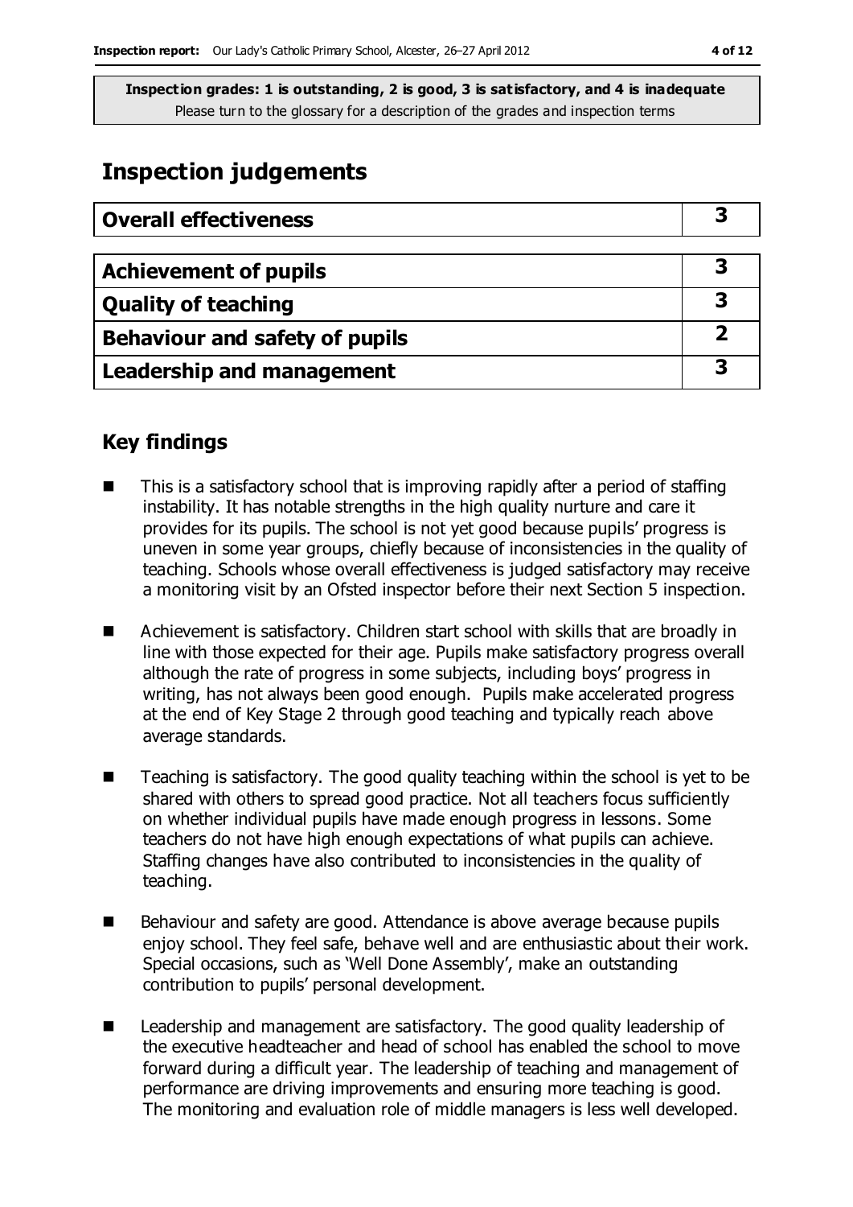**Inspection grades: 1 is outstanding, 2 is good, 3 is satisfactory, and 4 is inadequate**
Please turn to the glossary for a description of the grades and inspection terms

# Inspection judgements

| Overall effectiveness | 3 |
|---|---|

| Achievement of pupils | 3 |
|---|---|
| Quality of teaching | 3 |
| Behaviour and safety of pupils | 2 |
| Leadership and management | 3 |

## Key findings

- This is a satisfactory school that is improving rapidly after a period of staffing instability. It has notable strengths in the high quality nurture and care it provides for its pupils. The school is not yet good because pupils' progress is uneven in some year groups, chiefly because of inconsistencies in the quality of teaching. Schools whose overall effectiveness is judged satisfactory may receive a monitoring visit by an Ofsted inspector before their next Section 5 inspection.
- Achievement is satisfactory. Children start school with skills that are broadly in line with those expected for their age. Pupils make satisfactory progress overall although the rate of progress in some subjects, including boys' progress in writing, has not always been good enough. Pupils make accelerated progress at the end of Key Stage 2 through good teaching and typically reach above average standards.
- Teaching is satisfactory. The good quality teaching within the school is yet to be shared with others to spread good practice. Not all teachers focus sufficiently on whether individual pupils have made enough progress in lessons. Some teachers do not have high enough expectations of what pupils can achieve. Staffing changes have also contributed to inconsistencies in the quality of teaching.
- Behaviour and safety are good. Attendance is above average because pupils enjoy school. They feel safe, behave well and are enthusiastic about their work. Special occasions, such as 'Well Done Assembly', make an outstanding contribution to pupils' personal development.
- Leadership and management are satisfactory. The good quality leadership of the executive headteacher and head of school has enabled the school to move forward during a difficult year. The leadership of teaching and management of performance are driving improvements and ensuring more teaching is good. The monitoring and evaluation role of middle managers is less well developed.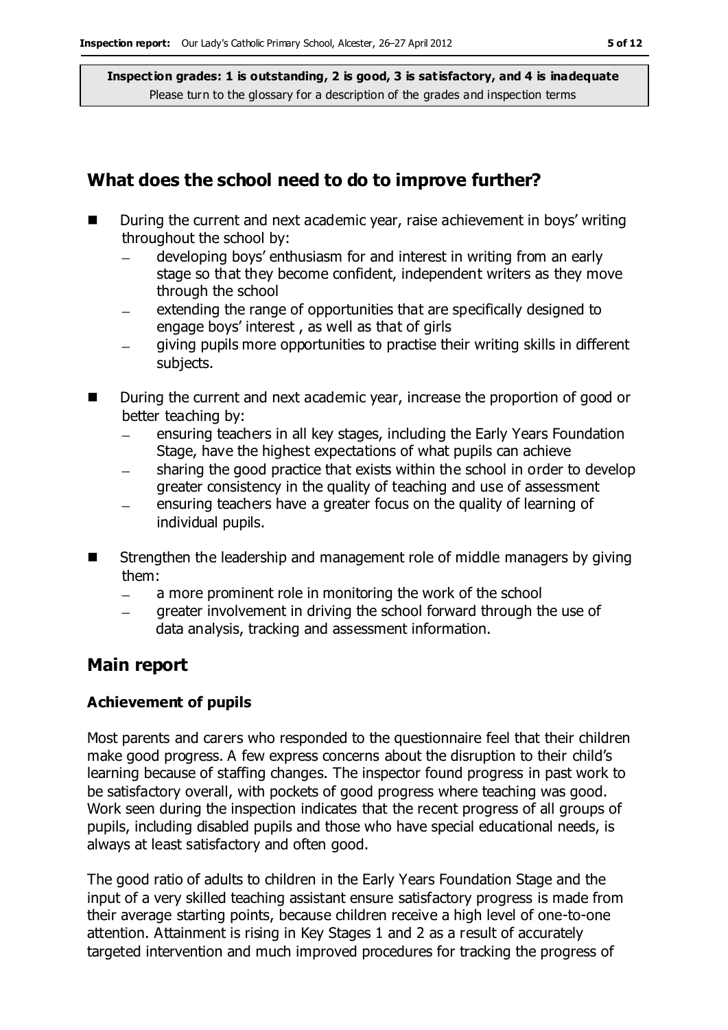## What does the school need to do to improve further?

- During the current and next academic year, raise achievement in boys' writing throughout the school by:
  - developing boys' enthusiasm for and interest in writing from an early stage so that they become confident, independent writers as they move through the school
  - extending the range of opportunities that are specifically designed to engage boys' interest , as well as that of girls
  - giving pupils more opportunities to practise their writing skills in different subjects.
- During the current and next academic year, increase the proportion of good or better teaching by:
  - ensuring teachers in all key stages, including the Early Years Foundation Stage, have the highest expectations of what pupils can achieve
  - sharing the good practice that exists within the school in order to develop greater consistency in the quality of teaching and use of assessment
  - ensuring teachers have a greater focus on the quality of learning of individual pupils.
- Strengthen the leadership and management role of middle managers by giving them:
  - a more prominent role in monitoring the work of the school
  - greater involvement in driving the school forward through the use of data analysis, tracking and assessment information.

## Main report

### Achievement of pupils

Most parents and carers who responded to the questionnaire feel that their children make good progress. A few express concerns about the disruption to their child's learning because of staffing changes. The inspector found progress in past work to be satisfactory overall, with pockets of good progress where teaching was good. Work seen during the inspection indicates that the recent progress of all groups of pupils, including disabled pupils and those who have special educational needs, is always at least satisfactory and often good.

The good ratio of adults to children in the Early Years Foundation Stage and the input of a very skilled teaching assistant ensure satisfactory progress is made from their average starting points, because children receive a high level of one-to-one attention. Attainment is rising in Key Stages 1 and 2 as a result of accurately targeted intervention and much improved procedures for tracking the progress of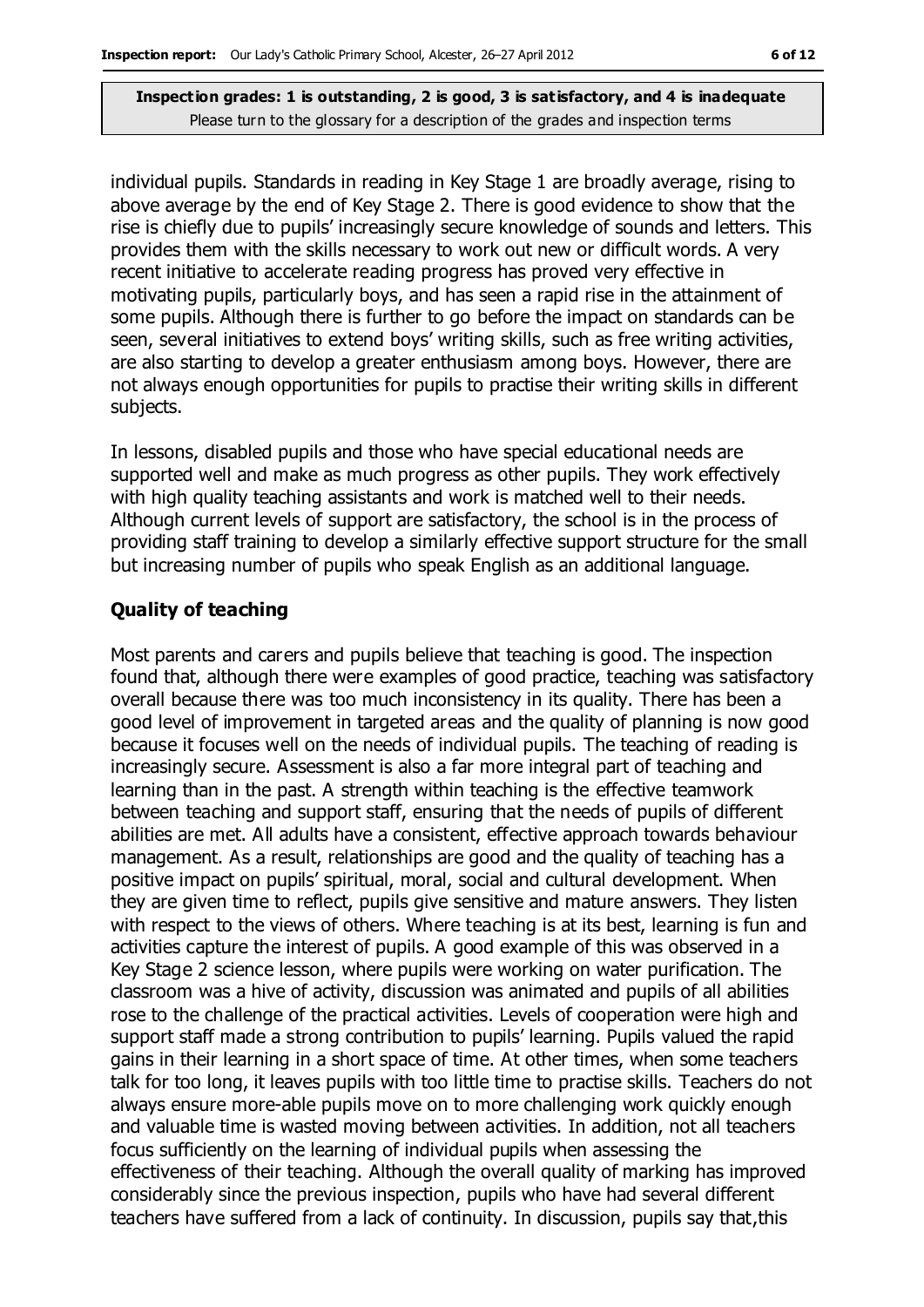individual pupils. Standards in reading in Key Stage 1 are broadly average, rising to above average by the end of Key Stage 2. There is good evidence to show that the rise is chiefly due to pupils' increasingly secure knowledge of sounds and letters. This provides them with the skills necessary to work out new or difficult words. A very recent initiative to accelerate reading progress has proved very effective in motivating pupils, particularly boys, and has seen a rapid rise in the attainment of some pupils. Although there is further to go before the impact on standards can be seen, several initiatives to extend boys' writing skills, such as free writing activities, are also starting to develop a greater enthusiasm among boys. However, there are not always enough opportunities for pupils to practise their writing skills in different subjects.

In lessons, disabled pupils and those who have special educational needs are supported well and make as much progress as other pupils. They work effectively with high quality teaching assistants and work is matched well to their needs. Although current levels of support are satisfactory, the school is in the process of providing staff training to develop a similarly effective support structure for the small but increasing number of pupils who speak English as an additional language.

### Quality of teaching

Most parents and carers and pupils believe that teaching is good. The inspection found that, although there were examples of good practice, teaching was satisfactory overall because there was too much inconsistency in its quality. There has been a good level of improvement in targeted areas and the quality of planning is now good because it focuses well on the needs of individual pupils. The teaching of reading is increasingly secure. Assessment is also a far more integral part of teaching and learning than in the past. A strength within teaching is the effective teamwork between teaching and support staff, ensuring that the needs of pupils of different abilities are met. All adults have a consistent, effective approach towards behaviour management. As a result, relationships are good and the quality of teaching has a positive impact on pupils' spiritual, moral, social and cultural development. When they are given time to reflect, pupils give sensitive and mature answers. They listen with respect to the views of others. Where teaching is at its best, learning is fun and activities capture the interest of pupils. A good example of this was observed in a Key Stage 2 science lesson, where pupils were working on water purification. The classroom was a hive of activity, discussion was animated and pupils of all abilities rose to the challenge of the practical activities. Levels of cooperation were high and support staff made a strong contribution to pupils' learning. Pupils valued the rapid gains in their learning in a short space of time. At other times, when some teachers talk for too long, it leaves pupils with too little time to practise skills. Teachers do not always ensure more-able pupils move on to more challenging work quickly enough and valuable time is wasted moving between activities. In addition, not all teachers focus sufficiently on the learning of individual pupils when assessing the effectiveness of their teaching. Although the overall quality of marking has improved considerably since the previous inspection, pupils who have had several different teachers have suffered from a lack of continuity. In discussion, pupils say that,this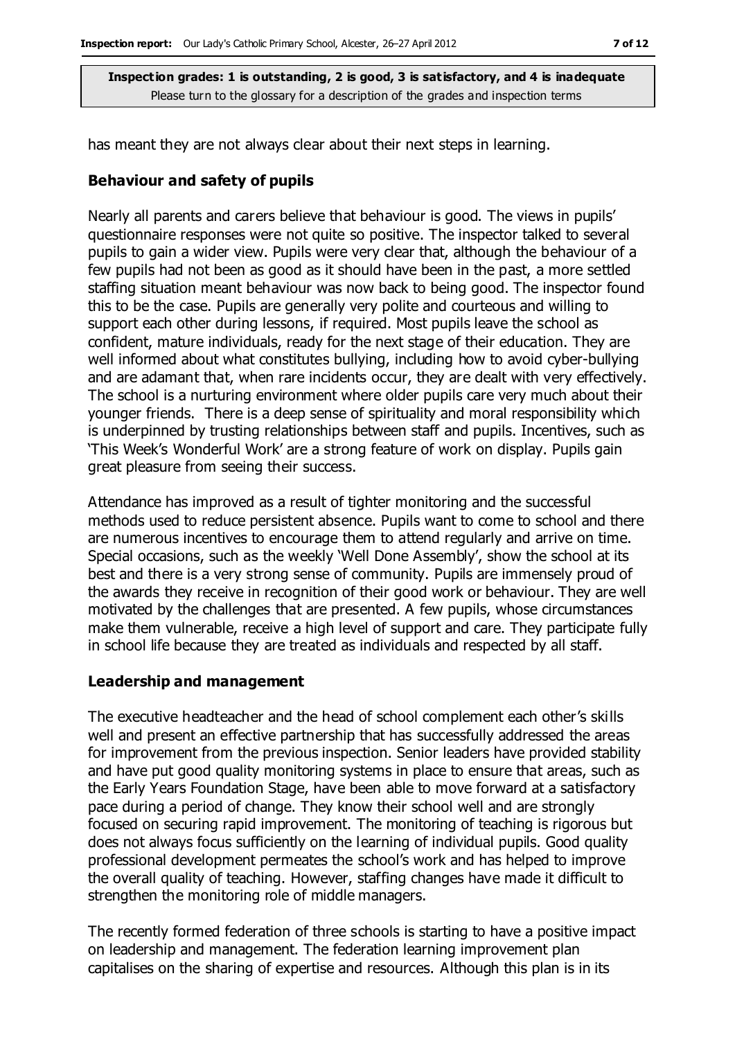has meant they are not always clear about their next steps in learning.

### Behaviour and safety of pupils

Nearly all parents and carers believe that behaviour is good. The views in pupils' questionnaire responses were not quite so positive. The inspector talked to several pupils to gain a wider view. Pupils were very clear that, although the behaviour of a few pupils had not been as good as it should have been in the past, a more settled staffing situation meant behaviour was now back to being good. The inspector found this to be the case. Pupils are generally very polite and courteous and willing to support each other during lessons, if required. Most pupils leave the school as confident, mature individuals, ready for the next stage of their education. They are well informed about what constitutes bullying, including how to avoid cyber-bullying and are adamant that, when rare incidents occur, they are dealt with very effectively. The school is a nurturing environment where older pupils care very much about their younger friends. There is a deep sense of spirituality and moral responsibility which is underpinned by trusting relationships between staff and pupils. Incentives, such as 'This Week's Wonderful Work' are a strong feature of work on display. Pupils gain great pleasure from seeing their success.

Attendance has improved as a result of tighter monitoring and the successful methods used to reduce persistent absence. Pupils want to come to school and there are numerous incentives to encourage them to attend regularly and arrive on time. Special occasions, such as the weekly 'Well Done Assembly', show the school at its best and there is a very strong sense of community. Pupils are immensely proud of the awards they receive in recognition of their good work or behaviour. They are well motivated by the challenges that are presented. A few pupils, whose circumstances make them vulnerable, receive a high level of support and care. They participate fully in school life because they are treated as individuals and respected by all staff.

### Leadership and management

The executive headteacher and the head of school complement each other's skills well and present an effective partnership that has successfully addressed the areas for improvement from the previous inspection. Senior leaders have provided stability and have put good quality monitoring systems in place to ensure that areas, such as the Early Years Foundation Stage, have been able to move forward at a satisfactory pace during a period of change. They know their school well and are strongly focused on securing rapid improvement. The monitoring of teaching is rigorous but does not always focus sufficiently on the learning of individual pupils. Good quality professional development permeates the school's work and has helped to improve the overall quality of teaching. However, staffing changes have made it difficult to strengthen the monitoring role of middle managers.

The recently formed federation of three schools is starting to have a positive impact on leadership and management. The federation learning improvement plan capitalises on the sharing of expertise and resources. Although this plan is in its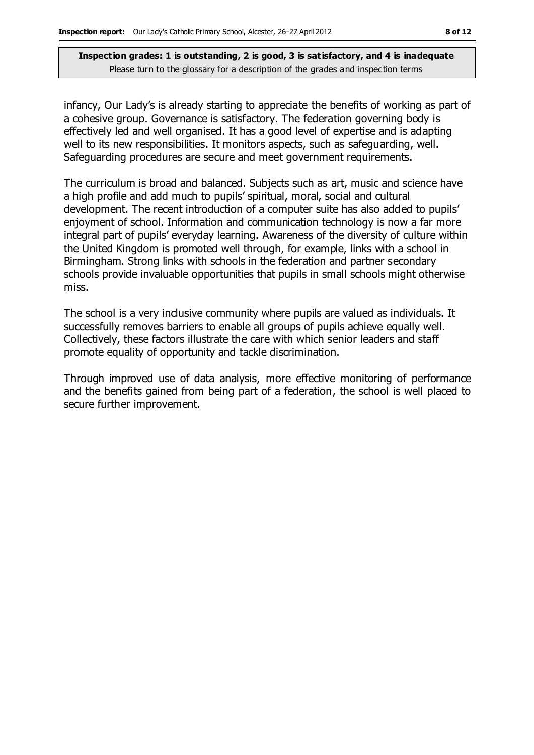infancy, Our Lady's is already starting to appreciate the benefits of working as part of a cohesive group. Governance is satisfactory. The federation governing body is effectively led and well organised. It has a good level of expertise and is adapting well to its new responsibilities. It monitors aspects, such as safeguarding, well. Safeguarding procedures are secure and meet government requirements.

The curriculum is broad and balanced. Subjects such as art, music and science have a high profile and add much to pupils' spiritual, moral, social and cultural development. The recent introduction of a computer suite has also added to pupils' enjoyment of school. Information and communication technology is now a far more integral part of pupils' everyday learning. Awareness of the diversity of culture within the United Kingdom is promoted well through, for example, links with a school in Birmingham. Strong links with schools in the federation and partner secondary schools provide invaluable opportunities that pupils in small schools might otherwise miss.

The school is a very inclusive community where pupils are valued as individuals. It successfully removes barriers to enable all groups of pupils achieve equally well. Collectively, these factors illustrate the care with which senior leaders and staff promote equality of opportunity and tackle discrimination.

Through improved use of data analysis, more effective monitoring of performance and the benefits gained from being part of a federation, the school is well placed to secure further improvement.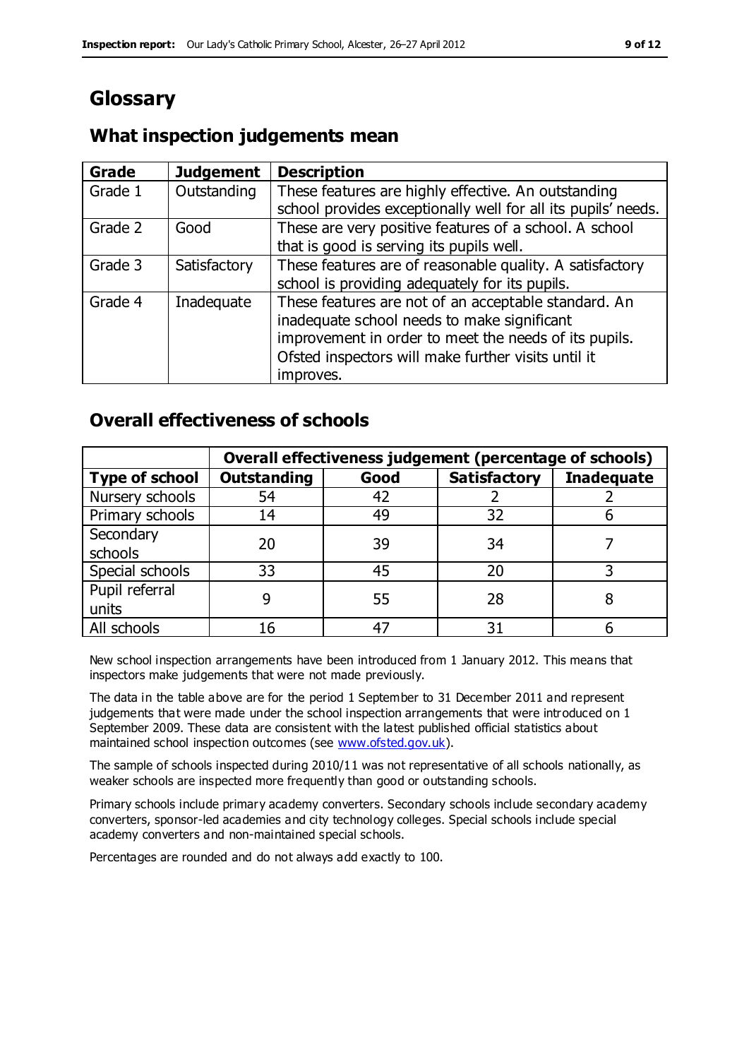# Glossary

## What inspection judgements mean

| Grade | Judgement | Description |
|---|---|---|
| Grade 1 | Outstanding | These features are highly effective. An outstanding school provides exceptionally well for all its pupils' needs. |
| Grade 2 | Good | These are very positive features of a school. A school that is good is serving its pupils well. |
| Grade 3 | Satisfactory | These features are of reasonable quality. A satisfactory school is providing adequately for its pupils. |
| Grade 4 | Inadequate | These features are not of an acceptable standard. An inadequate school needs to make significant improvement in order to meet the needs of its pupils. Ofsted inspectors will make further visits until it improves. |

## Overall effectiveness of schools

| | Overall effectiveness judgement (percentage of schools) | | | |
|---|---|---|---|---|
| **Type of school** | **Outstanding** | **Good** | **Satisfactory** | **Inadequate** |
| Nursery schools | 54 | 42 | 2 | 2 |
| Primary schools | 14 | 49 | 32 | 6 |
| Secondary schools | 20 | 39 | 34 | 7 |
| Special schools | 33 | 45 | 20 | 3 |
| Pupil referral units | 9 | 55 | 28 | 8 |
| All schools | 16 | 47 | 31 | 6 |

New school inspection arrangements have been introduced from 1 January 2012. This means that inspectors make judgements that were not made previously.

The data in the table above are for the period 1 September to 31 December 2011 and represent judgements that were made under the school inspection arrangements that were introduced on 1 September 2009. These data are consistent with the latest published official statistics about maintained school inspection outcomes (see www.ofsted.gov.uk).

The sample of schools inspected during 2010/11 was not representative of all schools nationally, as weaker schools are inspected more frequently than good or outstanding schools.

Primary schools include primary academy converters. Secondary schools include secondary academy converters, sponsor-led academies and city technology colleges. Special schools include special academy converters and non-maintained special schools.

Percentages are rounded and do not always add exactly to 100.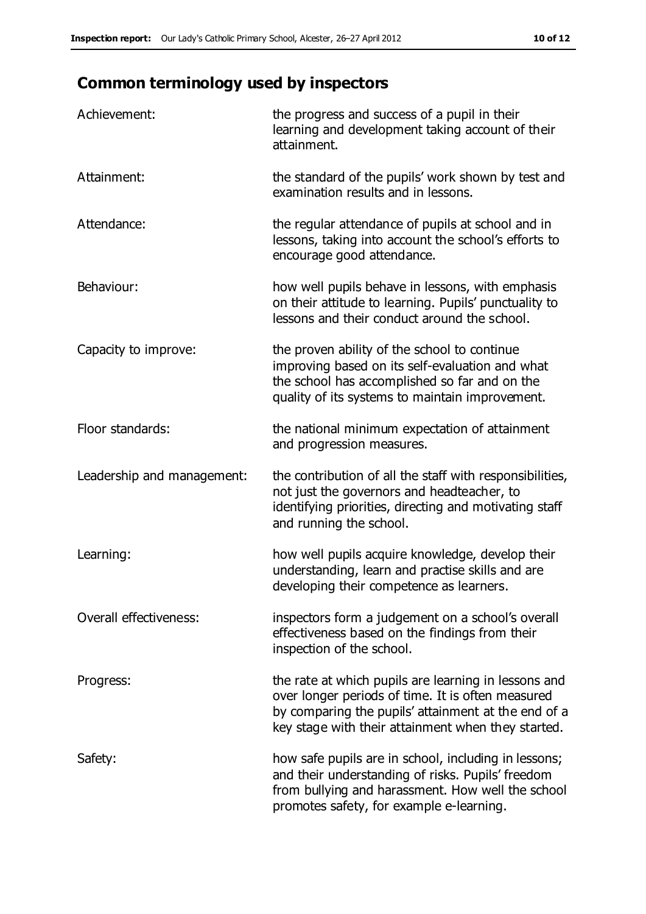## Common terminology used by inspectors

| | |
|---|---|
| Achievement: | the progress and success of a pupil in their learning and development taking account of their attainment. |
| Attainment: | the standard of the pupils' work shown by test and examination results and in lessons. |
| Attendance: | the regular attendance of pupils at school and in lessons, taking into account the school's efforts to encourage good attendance. |
| Behaviour: | how well pupils behave in lessons, with emphasis on their attitude to learning. Pupils' punctuality to lessons and their conduct around the school. |
| Capacity to improve: | the proven ability of the school to continue improving based on its self-evaluation and what the school has accomplished so far and on the quality of its systems to maintain improvement. |
| Floor standards: | the national minimum expectation of attainment and progression measures. |
| Leadership and management: | the contribution of all the staff with responsibilities, not just the governors and headteacher, to identifying priorities, directing and motivating staff and running the school. |
| Learning: | how well pupils acquire knowledge, develop their understanding, learn and practise skills and are developing their competence as learners. |
| Overall effectiveness: | inspectors form a judgement on a school's overall effectiveness based on the findings from their inspection of the school. |
| Progress: | the rate at which pupils are learning in lessons and over longer periods of time. It is often measured by comparing the pupils' attainment at the end of a key stage with their attainment when they started. |
| Safety: | how safe pupils are in school, including in lessons; and their understanding of risks. Pupils' freedom from bullying and harassment. How well the school promotes safety, for example e-learning. |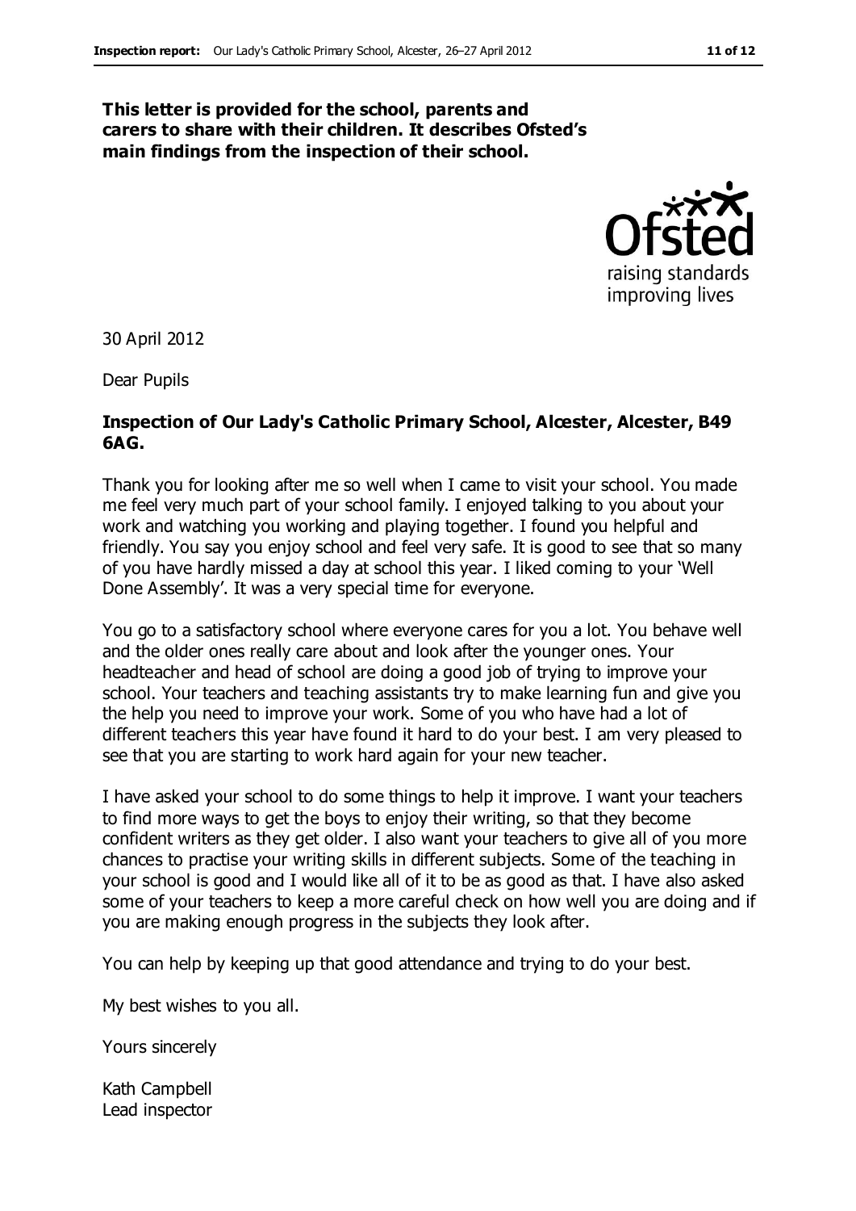**This letter is provided for the school, parents and carers to share with their children. It describes Ofsted's main findings from the inspection of their school.**

30 April 2012

Dear Pupils

**Inspection of Our Lady's Catholic Primary School, Alcester, Alcester, B49 6AG.**

Thank you for looking after me so well when I came to visit your school. You made me feel very much part of your school family. I enjoyed talking to you about your work and watching you working and playing together. I found you helpful and friendly. You say you enjoy school and feel very safe. It is good to see that so many of you have hardly missed a day at school this year. I liked coming to your 'Well Done Assembly'. It was a very special time for everyone.

You go to a satisfactory school where everyone cares for you a lot. You behave well and the older ones really care about and look after the younger ones. Your headteacher and head of school are doing a good job of trying to improve your school. Your teachers and teaching assistants try to make learning fun and give you the help you need to improve your work. Some of you who have had a lot of different teachers this year have found it hard to do your best. I am very pleased to see that you are starting to work hard again for your new teacher.

I have asked your school to do some things to help it improve. I want your teachers to find more ways to get the boys to enjoy their writing, so that they become confident writers as they get older. I also want your teachers to give all of you more chances to practise your writing skills in different subjects. Some of the teaching in your school is good and I would like all of it to be as good as that. I have also asked some of your teachers to keep a more careful check on how well you are doing and if you are making enough progress in the subjects they look after.

You can help by keeping up that good attendance and trying to do your best.

My best wishes to you all.

Yours sincerely

Kath Campbell
Lead inspector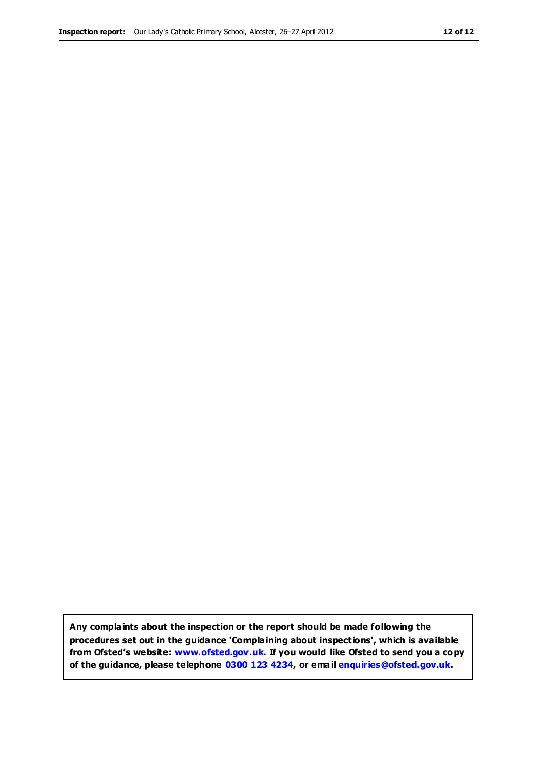**Any complaints about the inspection or the report should be made following the procedures set out in the guidance 'Complaining about inspections', which is available from Ofsted's website: www.ofsted.gov.uk. If you would like Ofsted to send you a copy of the guidance, please telephone 0300 123 4234, or email enquiries@ofsted.gov.uk.**